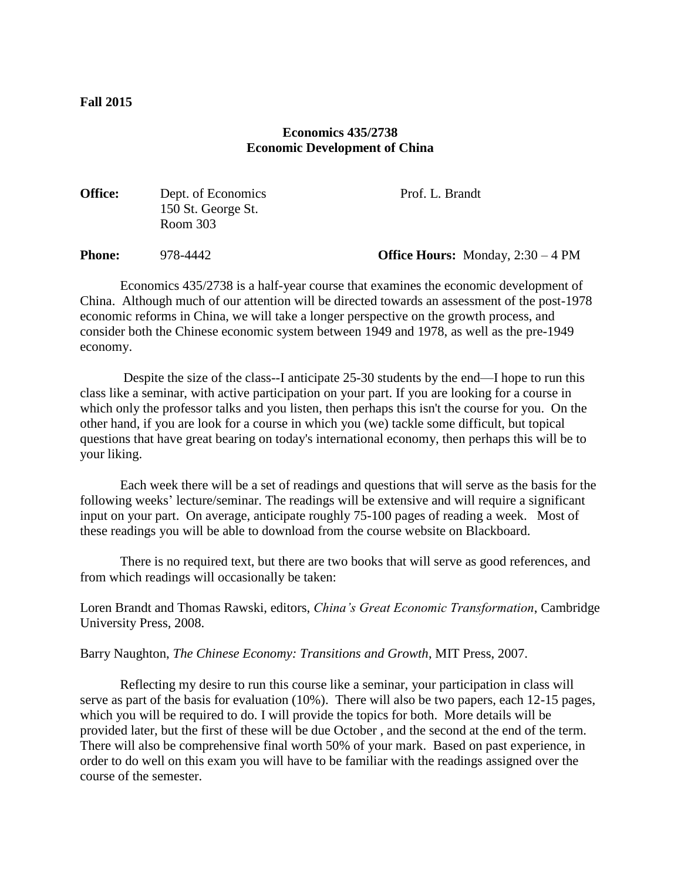**Fall 2015**

# Economics 435/2738
# Economic Development of China

| | | |
|---|---|---|
| **Office:** | Dept. of Economics<br>150 St. George St.<br>Room 303 | Prof. L. Brandt |
| **Phone:** | 978-4442 | **Office Hours:** Monday, 2:30 – 4 PM |

Economics 435/2738 is a half-year course that examines the economic development of China. Although much of our attention will be directed towards an assessment of the post-1978 economic reforms in China, we will take a longer perspective on the growth process, and consider both the Chinese economic system between 1949 and 1978, as well as the pre-1949 economy.

Despite the size of the class--I anticipate 25-30 students by the end—I hope to run this class like a seminar, with active participation on your part. If you are looking for a course in which only the professor talks and you listen, then perhaps this isn't the course for you. On the other hand, if you are look for a course in which you (we) tackle some difficult, but topical questions that have great bearing on today's international economy, then perhaps this will be to your liking.

Each week there will be a set of readings and questions that will serve as the basis for the following weeks' lecture/seminar. The readings will be extensive and will require a significant input on your part. On average, anticipate roughly 75-100 pages of reading a week. Most of these readings you will be able to download from the course website on Blackboard.

There is no required text, but there are two books that will serve as good references, and from which readings will occasionally be taken:

Loren Brandt and Thomas Rawski, editors, *China's Great Economic Transformation*, Cambridge University Press, 2008.

Barry Naughton, *The Chinese Economy: Transitions and Growth*, MIT Press, 2007.

Reflecting my desire to run this course like a seminar, your participation in class will serve as part of the basis for evaluation (10%). There will also be two papers, each 12-15 pages, which you will be required to do. I will provide the topics for both. More details will be provided later, but the first of these will be due October , and the second at the end of the term. There will also be comprehensive final worth 50% of your mark. Based on past experience, in order to do well on this exam you will have to be familiar with the readings assigned over the course of the semester.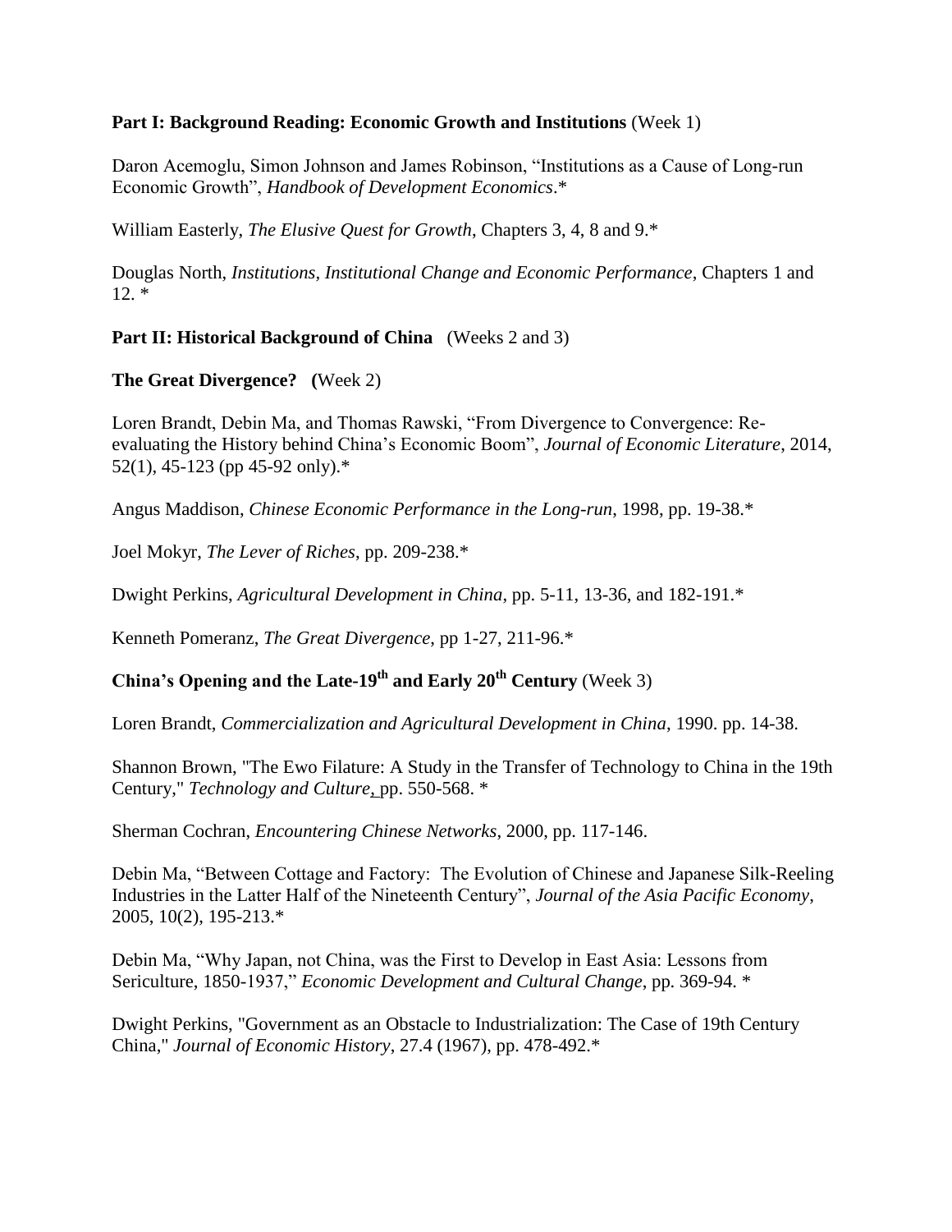**Part I: Background Reading: Economic Growth and Institutions** (Week 1)

Daron Acemoglu, Simon Johnson and James Robinson, "Institutions as a Cause of Long-run Economic Growth", *Handbook of Development Economics*.*

William Easterly, *The Elusive Quest for Growth*, Chapters 3, 4, 8 and 9.*

Douglas North, *Institutions, Institutional Change and Economic Performance*, Chapters 1 and 12. *

**Part II: Historical Background of China** (Weeks 2 and 3)

**The Great Divergence? (**Week 2)

Loren Brandt, Debin Ma, and Thomas Rawski, "From Divergence to Convergence: Re-evaluating the History behind China's Economic Boom", *Journal of Economic Literature*, 2014, 52(1), 45-123 (pp 45-92 only).*

Angus Maddison, *Chinese Economic Performance in the Long-run*, 1998, pp. 19-38.*

Joel Mokyr, *The Lever of Riches*, pp. 209-238.*

Dwight Perkins, *Agricultural Development in China*, pp. 5-11, 13-36, and 182-191.*

Kenneth Pomeranz, *The Great Divergence,* pp 1-27, 211-96.*

**China's Opening and the Late-19th and Early 20th Century** (Week 3)

Loren Brandt, *Commercialization and Agricultural Development in China*, 1990. pp. 14-38.

Shannon Brown, "The Ewo Filature: A Study in the Transfer of Technology to China in the 19th Century," *Technology and Culture*, pp. 550-568. *

Sherman Cochran, *Encountering Chinese Networks*, 2000, pp. 117-146.

Debin Ma, "Between Cottage and Factory: The Evolution of Chinese and Japanese Silk-Reeling Industries in the Latter Half of the Nineteenth Century", *Journal of the Asia Pacific Economy*, 2005, 10(2), 195-213.*

Debin Ma, "Why Japan, not China, was the First to Develop in East Asia: Lessons from Sericulture, 1850-1937," *Economic Development and Cultural Change*, pp. 369-94. *

Dwight Perkins, "Government as an Obstacle to Industrialization: The Case of 19th Century China," *Journal of Economic History*, 27.4 (1967), pp. 478-492.*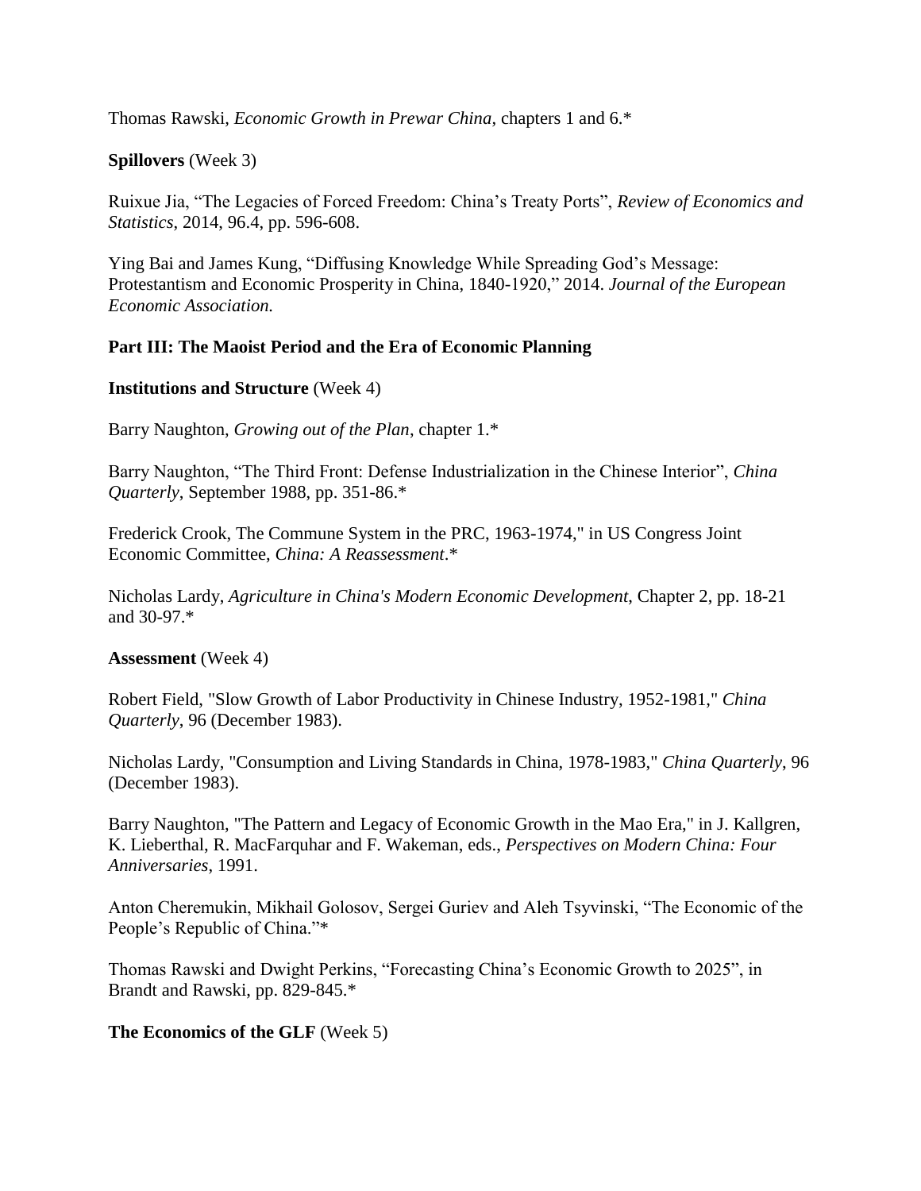Thomas Rawski, *Economic Growth in Prewar China*, chapters 1 and 6.*

**Spillovers** (Week 3)

Ruixue Jia, “The Legacies of Forced Freedom: China’s Treaty Ports”, *Review of Economics and Statistics*, 2014, 96.4, pp. 596-608.

Ying Bai and James Kung, “Diffusing Knowledge While Spreading God’s Message: Protestantism and Economic Prosperity in China, 1840-1920,” 2014. *Journal of the European Economic Association.*

**Part III: The Maoist Period and the Era of Economic Planning**

**Institutions and Structure** (Week 4)

Barry Naughton, *Growing out of the Plan*, chapter 1.*

Barry Naughton, “The Third Front: Defense Industrialization in the Chinese Interior”, *China Quarterly*, September 1988, pp. 351-86.*

Frederick Crook, The Commune System in the PRC, 1963-1974," in US Congress Joint Economic Committee, *China: A Reassessment*.*

Nicholas Lardy, *Agriculture in China's Modern Economic Development*, Chapter 2, pp. 18-21 and 30-97.*

**Assessment** (Week 4)

Robert Field, "Slow Growth of Labor Productivity in Chinese Industry, 1952-1981," *China Quarterly*, 96 (December 1983).

Nicholas Lardy, "Consumption and Living Standards in China, 1978-1983," *China Quarterly*, 96 (December 1983).

Barry Naughton, "The Pattern and Legacy of Economic Growth in the Mao Era," in J. Kallgren, K. Lieberthal, R. MacFarquhar and F. Wakeman, eds., *Perspectives on Modern China: Four Anniversaries*, 1991.

Anton Cheremukin, Mikhail Golosov, Sergei Guriev and Aleh Tsyvinski, “The Economic of the People’s Republic of China.”*

Thomas Rawski and Dwight Perkins, “Forecasting China’s Economic Growth to 2025”, in Brandt and Rawski, pp. 829-845.*

**The Economics of the GLF** (Week 5)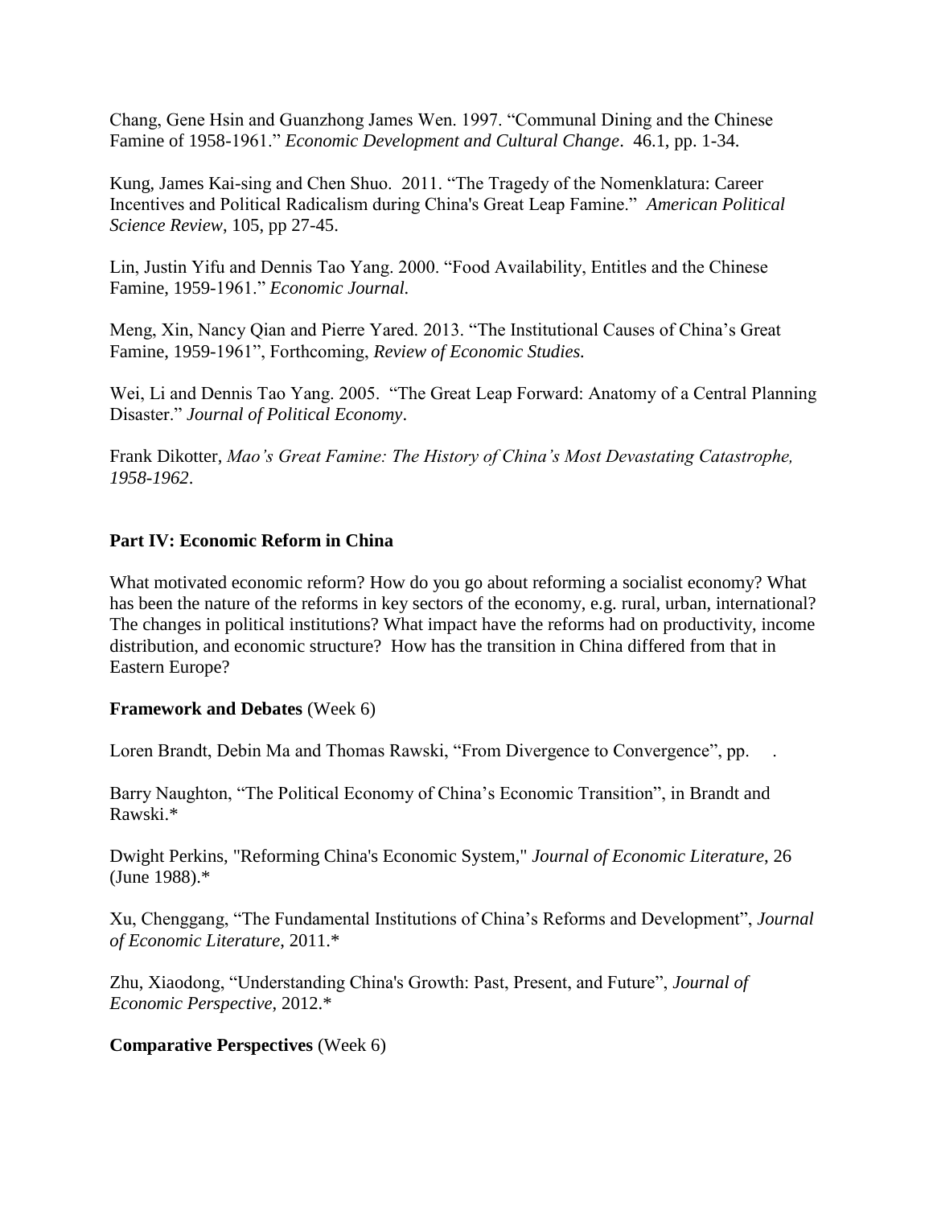Chang, Gene Hsin and Guanzhong James Wen. 1997. "Communal Dining and the Chinese Famine of 1958-1961." *Economic Development and Cultural Change*. 46.1, pp. 1-34.

Kung, James Kai-sing and Chen Shuo. 2011. "The Tragedy of the Nomenklatura: Career Incentives and Political Radicalism during China's Great Leap Famine." *American Political Science Review*, 105, pp 27-45.

Lin, Justin Yifu and Dennis Tao Yang. 2000. "Food Availability, Entitles and the Chinese Famine, 1959-1961." *Economic Journal.*

Meng, Xin, Nancy Qian and Pierre Yared. 2013. "The Institutional Causes of China's Great Famine, 1959-1961", Forthcoming, *Review of Economic Studies.*

Wei, Li and Dennis Tao Yang. 2005. "The Great Leap Forward: Anatomy of a Central Planning Disaster." *Journal of Political Economy*.

Frank Dikotter, *Mao's Great Famine: The History of China's Most Devastating Catastrophe, 1958-1962*.

## Part IV: Economic Reform in China

What motivated economic reform? How do you go about reforming a socialist economy? What has been the nature of the reforms in key sectors of the economy, e.g. rural, urban, international? The changes in political institutions? What impact have the reforms had on productivity, income distribution, and economic structure? How has the transition in China differed from that in Eastern Europe?

**Framework and Debates** (Week 6)

Loren Brandt, Debin Ma and Thomas Rawski, "From Divergence to Convergence", pp. .

Barry Naughton, "The Political Economy of China's Economic Transition", in Brandt and Rawski.*

Dwight Perkins, "Reforming China's Economic System," *Journal of Economic Literature*, 26 (June 1988).*

Xu, Chenggang, "The Fundamental Institutions of China's Reforms and Development", *Journal of Economic Literature*, 2011.*

Zhu, Xiaodong, "Understanding China's Growth: Past, Present, and Future", *Journal of Economic Perspective*, 2012.*

**Comparative Perspectives** (Week 6)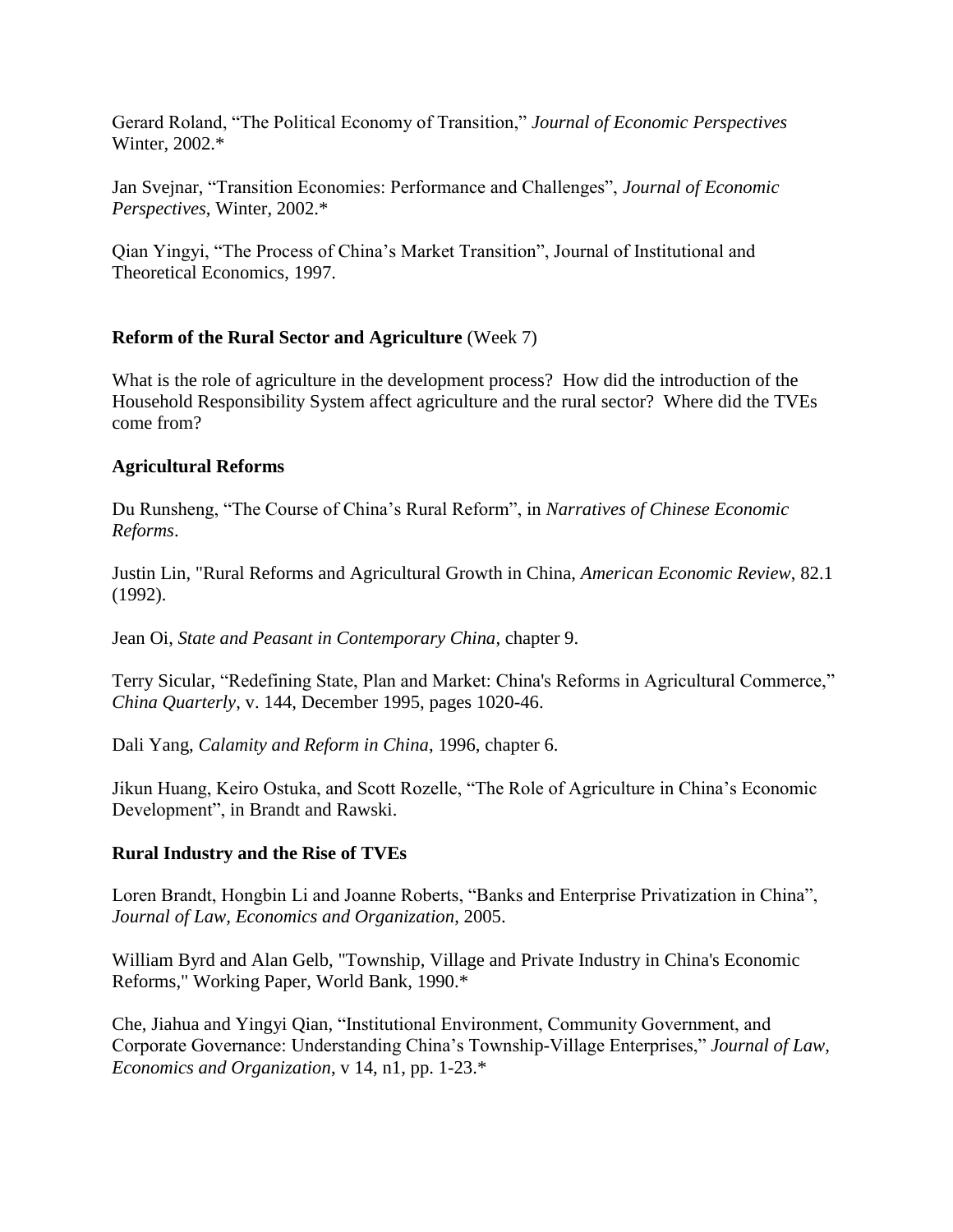Gerard Roland, “The Political Economy of Transition,” *Journal of Economic Perspectives* Winter, 2002.*

Jan Svejnar, “Transition Economies: Performance and Challenges”, *Journal of Economic Perspectives*, Winter, 2002.*

Qian Yingyi, “The Process of China’s Market Transition”, Journal of Institutional and Theoretical Economics, 1997.

**Reform of the Rural Sector and Agriculture** (Week 7)

What is the role of agriculture in the development process? How did the introduction of the Household Responsibility System affect agriculture and the rural sector? Where did the TVEs come from?

**Agricultural Reforms**

Du Runsheng, “The Course of China’s Rural Reform”, in *Narratives of Chinese Economic Reforms*.

Justin Lin, "Rural Reforms and Agricultural Growth in China, *American Economic Review*, 82.1 (1992).

Jean Oi, *State and Peasant in Contemporary China*, chapter 9.

Terry Sicular, “Redefining State, Plan and Market: China's Reforms in Agricultural Commerce,” *China Quarterly*, v. 144, December 1995, pages 1020-46.

Dali Yang, *Calamity and Reform in China*, 1996, chapter 6.

Jikun Huang, Keiro Ostuka, and Scott Rozelle, “The Role of Agriculture in China’s Economic Development”, in Brandt and Rawski.

**Rural Industry and the Rise of TVEs**

Loren Brandt, Hongbin Li and Joanne Roberts, “Banks and Enterprise Privatization in China”, *Journal of Law, Economics and Organization*, 2005.

William Byrd and Alan Gelb, "Township, Village and Private Industry in China's Economic Reforms," Working Paper, World Bank, 1990.*

Che, Jiahua and Yingyi Qian, “Institutional Environment, Community Government, and Corporate Governance: Understanding China’s Township-Village Enterprises,” *Journal of Law, Economics and Organization*, v 14, n1, pp. 1-23.*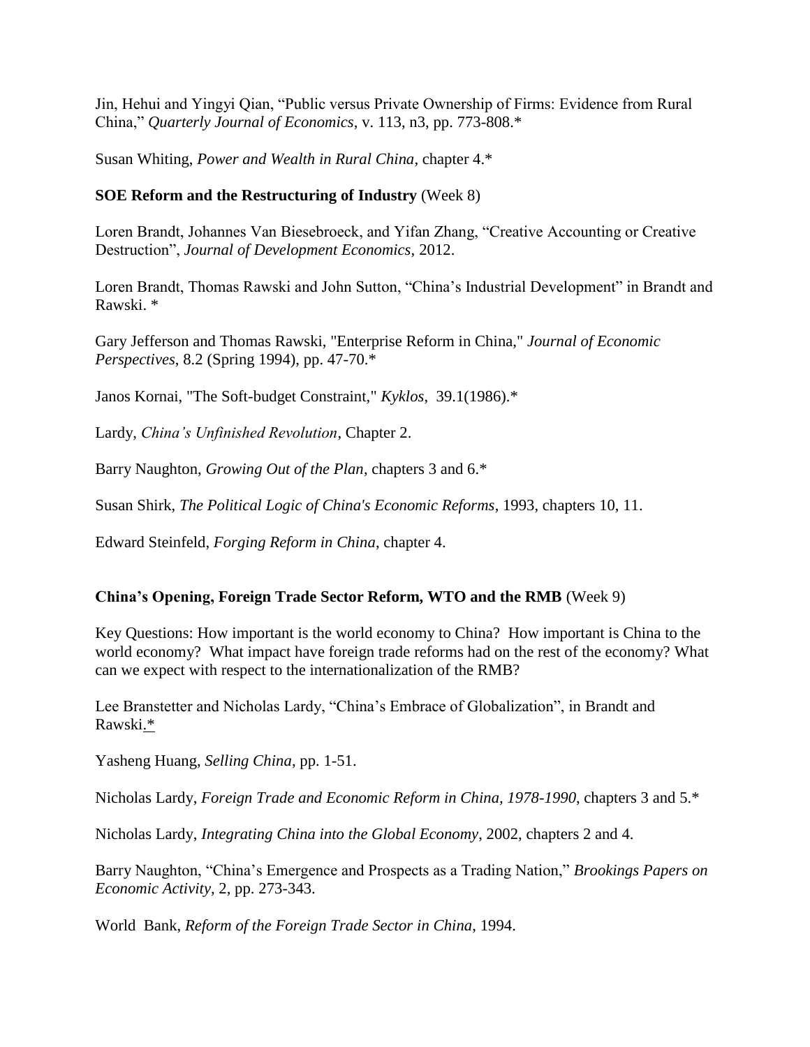Jin, Hehui and Yingyi Qian, "Public versus Private Ownership of Firms: Evidence from Rural China," *Quarterly Journal of Economics*, v. 113, n3, pp. 773-808.*

Susan Whiting, *Power and Wealth in Rural China*, chapter 4.*

**SOE Reform and the Restructuring of Industry** (Week 8)

Loren Brandt, Johannes Van Biesebroeck, and Yifan Zhang, "Creative Accounting or Creative Destruction", *Journal of Development Economics*, 2012.

Loren Brandt, Thomas Rawski and John Sutton, "China's Industrial Development" in Brandt and Rawski. *

Gary Jefferson and Thomas Rawski, "Enterprise Reform in China," *Journal of Economic Perspectives*, 8.2 (Spring 1994), pp. 47-70.*

Janos Kornai, "The Soft-budget Constraint," *Kyklos*, 39.1(1986).*

Lardy, *China's Unfinished Revolution*, Chapter 2.

Barry Naughton, *Growing Out of the Plan*, chapters 3 and 6.*

Susan Shirk, *The Political Logic of China's Economic Reforms*, 1993, chapters 10, 11.

Edward Steinfeld, *Forging Reform in China*, chapter 4.

**China's Opening, Foreign Trade Sector Reform, WTO and the RMB** (Week 9)

Key Questions: How important is the world economy to China? How important is China to the world economy? What impact have foreign trade reforms had on the rest of the economy? What can we expect with respect to the internationalization of the RMB?

Lee Branstetter and Nicholas Lardy, "China's Embrace of Globalization", in Brandt and Rawski.*

Yasheng Huang, *Selling China*, pp. 1-51.

Nicholas Lardy, *Foreign Trade and Economic Reform in China, 1978-1990*, chapters 3 and 5.*

Nicholas Lardy, *Integrating China into the Global Economy*, 2002, chapters 2 and 4.

Barry Naughton, "China's Emergence and Prospects as a Trading Nation," *Brookings Papers on Economic Activity*, 2, pp. 273-343.

World Bank, *Reform of the Foreign Trade Sector in China*, 1994.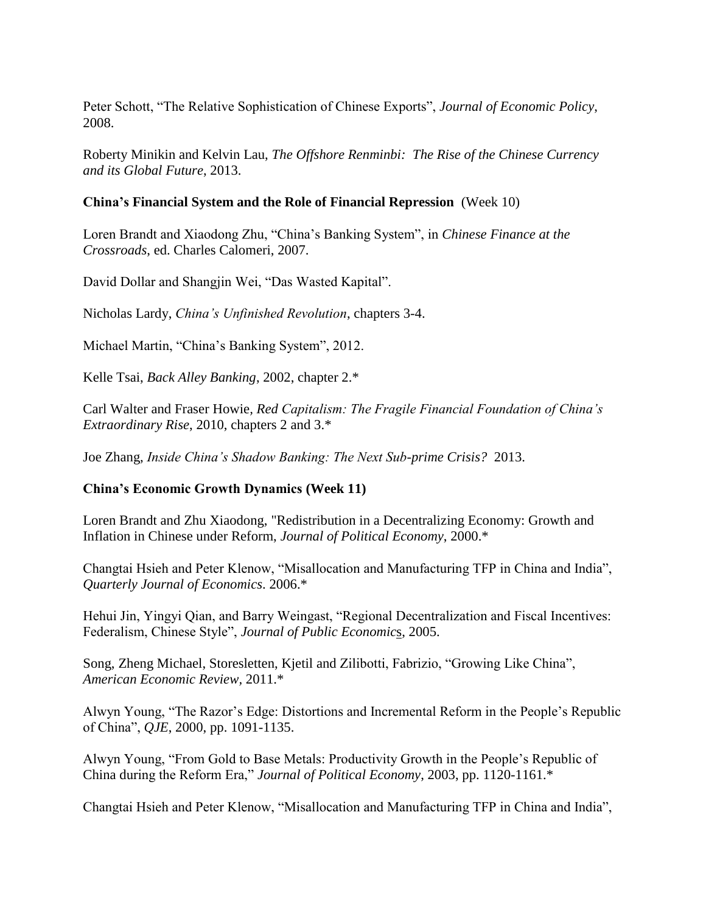Peter Schott, "The Relative Sophistication of Chinese Exports", *Journal of Economic Policy*, 2008.

Roberty Minikin and Kelvin Lau, *The Offshore Renminbi: The Rise of the Chinese Currency and its Global Future*, 2013.

**China's Financial System and the Role of Financial Repression** (Week 10)

Loren Brandt and Xiaodong Zhu, "China's Banking System", in *Chinese Finance at the Crossroads*, ed. Charles Calomeri, 2007.

David Dollar and Shangjin Wei, "Das Wasted Kapital".

Nicholas Lardy, *China's Unfinished Revolution*, chapters 3-4.

Michael Martin, "China's Banking System", 2012.

Kelle Tsai, *Back Alley Banking*, 2002, chapter 2.*

Carl Walter and Fraser Howie, *Red Capitalism: The Fragile Financial Foundation of China's Extraordinary Rise*, 2010, chapters 2 and 3.*

Joe Zhang, *Inside China's Shadow Banking: The Next Sub-prime Crisis?* 2013.

**China's Economic Growth Dynamics (Week 11)**

Loren Brandt and Zhu Xiaodong, "Redistribution in a Decentralizing Economy: Growth and Inflation in Chinese under Reform, *Journal of Political Economy*, 2000.*

Changtai Hsieh and Peter Klenow, "Misallocation and Manufacturing TFP in China and India", *Quarterly Journal of Economics*. 2006.*

Hehui Jin, Yingyi Qian, and Barry Weingast, "Regional Decentralization and Fiscal Incentives: Federalism, Chinese Style", *Journal of Public Economics*, 2005.

Song, Zheng Michael, Storesletten, Kjetil and Zilibotti, Fabrizio, "Growing Like China", *American Economic Review*, 2011.*

Alwyn Young, "The Razor's Edge: Distortions and Incremental Reform in the People's Republic of China", *QJE*, 2000, pp. 1091-1135.

Alwyn Young, "From Gold to Base Metals: Productivity Growth in the People's Republic of China during the Reform Era," *Journal of Political Economy*, 2003, pp. 1120-1161.*

Changtai Hsieh and Peter Klenow, "Misallocation and Manufacturing TFP in China and India",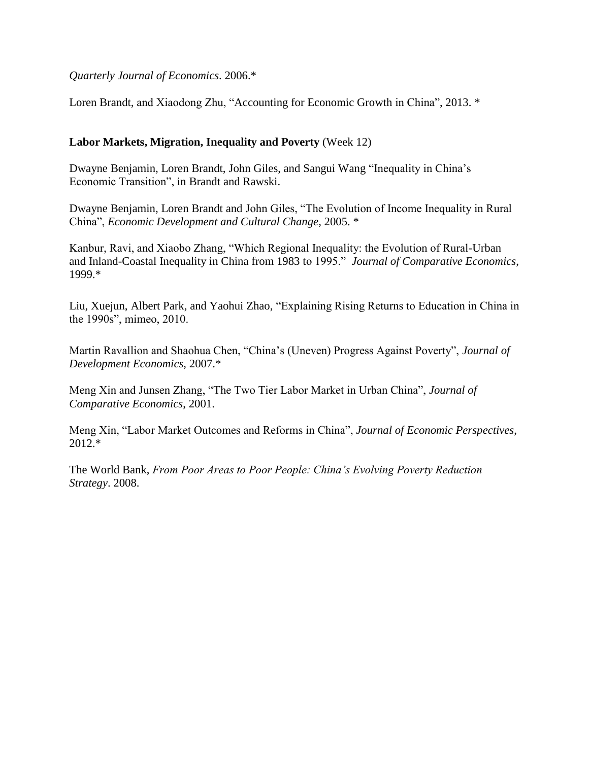*Quarterly Journal of Economics*. 2006.*

Loren Brandt, and Xiaodong Zhu, "Accounting for Economic Growth in China", 2013. *

**Labor Markets, Migration, Inequality and Poverty** (Week 12)

Dwayne Benjamin, Loren Brandt, John Giles, and Sangui Wang "Inequality in China's Economic Transition", in Brandt and Rawski.

Dwayne Benjamin, Loren Brandt and John Giles, "The Evolution of Income Inequality in Rural China", *Economic Development and Cultural Change*, 2005. *

Kanbur, Ravi, and Xiaobo Zhang, "Which Regional Inequality: the Evolution of Rural-Urban and Inland-Coastal Inequality in China from 1983 to 1995." *Journal of Comparative Economics*, 1999.*

Liu, Xuejun, Albert Park, and Yaohui Zhao, "Explaining Rising Returns to Education in China in the 1990s", mimeo, 2010.

Martin Ravallion and Shaohua Chen, "China's (Uneven) Progress Against Poverty", *Journal of Development Economics*, 2007.*

Meng Xin and Junsen Zhang, "The Two Tier Labor Market in Urban China", *Journal of Comparative Economics*, 2001.

Meng Xin, "Labor Market Outcomes and Reforms in China", *Journal of Economic Perspectives*, 2012.*

The World Bank, *From Poor Areas to Poor People: China's Evolving Poverty Reduction Strategy*. 2008.